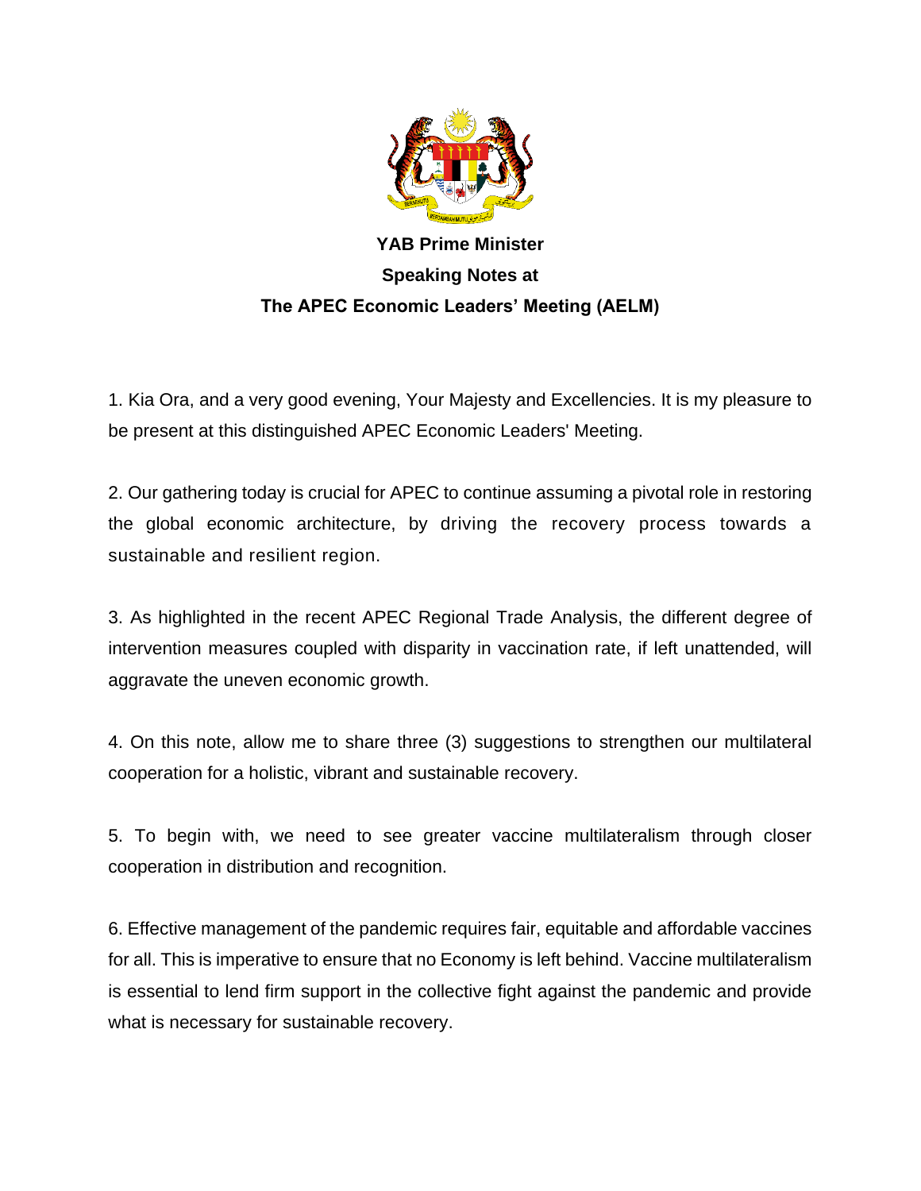**YAB Prime Minister**
**Speaking Notes at**
**The APEC Economic Leaders' Meeting (AELM)**

1. Kia Ora, and a very good evening, Your Majesty and Excellencies. It is my pleasure to be present at this distinguished APEC Economic Leaders' Meeting.

2. Our gathering today is crucial for APEC to continue assuming a pivotal role in restoring the global economic architecture, by driving the recovery process towards a sustainable and resilient region.

3. As highlighted in the recent APEC Regional Trade Analysis, the different degree of intervention measures coupled with disparity in vaccination rate, if left unattended, will aggravate the uneven economic growth.

4. On this note, allow me to share three (3) suggestions to strengthen our multilateral cooperation for a holistic, vibrant and sustainable recovery.

5. To begin with, we need to see greater vaccine multilateralism through closer cooperation in distribution and recognition.

6. Effective management of the pandemic requires fair, equitable and affordable vaccines for all. This is imperative to ensure that no Economy is left behind. Vaccine multilateralism is essential to lend firm support in the collective fight against the pandemic and provide what is necessary for sustainable recovery.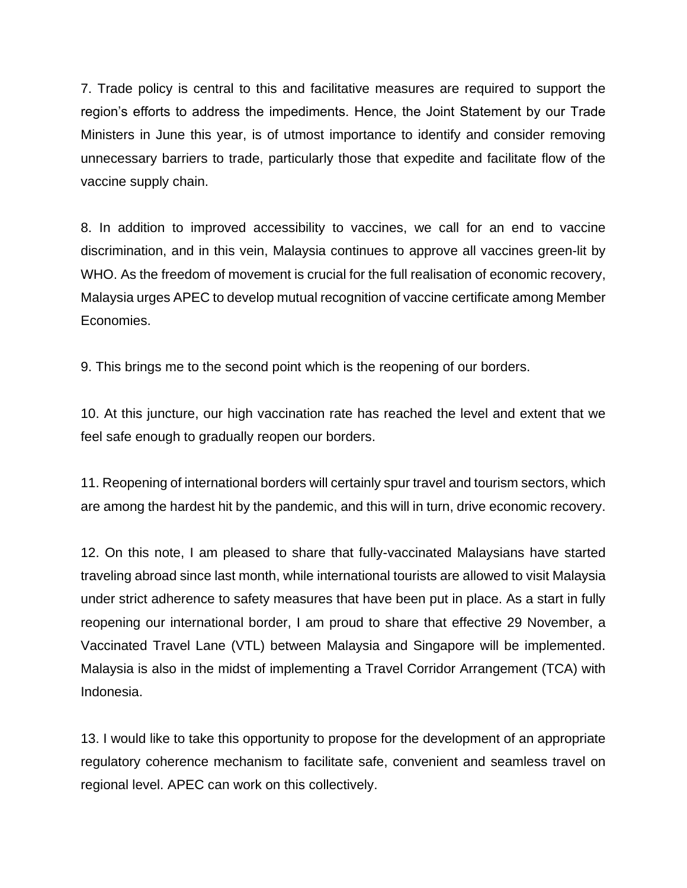7. Trade policy is central to this and facilitative measures are required to support the region's efforts to address the impediments. Hence, the Joint Statement by our Trade Ministers in June this year, is of utmost importance to identify and consider removing unnecessary barriers to trade, particularly those that expedite and facilitate flow of the vaccine supply chain.

8. In addition to improved accessibility to vaccines, we call for an end to vaccine discrimination, and in this vein, Malaysia continues to approve all vaccines green-lit by WHO. As the freedom of movement is crucial for the full realisation of economic recovery, Malaysia urges APEC to develop mutual recognition of vaccine certificate among Member Economies.

9. This brings me to the second point which is the reopening of our borders.

10. At this juncture, our high vaccination rate has reached the level and extent that we feel safe enough to gradually reopen our borders.

11. Reopening of international borders will certainly spur travel and tourism sectors, which are among the hardest hit by the pandemic, and this will in turn, drive economic recovery.

12. On this note, I am pleased to share that fully-vaccinated Malaysians have started traveling abroad since last month, while international tourists are allowed to visit Malaysia under strict adherence to safety measures that have been put in place. As a start in fully reopening our international border, I am proud to share that effective 29 November, a Vaccinated Travel Lane (VTL) between Malaysia and Singapore will be implemented. Malaysia is also in the midst of implementing a Travel Corridor Arrangement (TCA) with Indonesia.

13. I would like to take this opportunity to propose for the development of an appropriate regulatory coherence mechanism to facilitate safe, convenient and seamless travel on regional level. APEC can work on this collectively.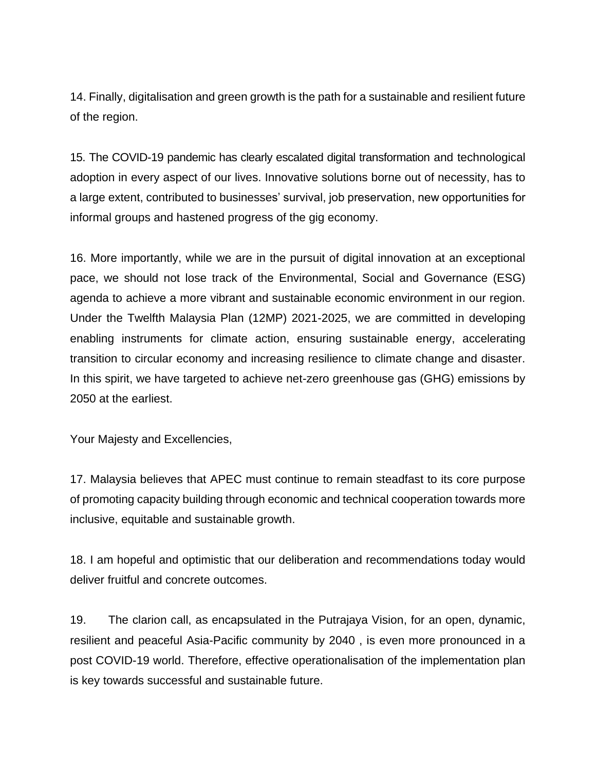14. Finally, digitalisation and green growth is the path for a sustainable and resilient future of the region.

15. The COVID-19 pandemic has clearly escalated digital transformation and technological adoption in every aspect of our lives. Innovative solutions borne out of necessity, has to a large extent, contributed to businesses' survival, job preservation, new opportunities for informal groups and hastened progress of the gig economy.

16. More importantly, while we are in the pursuit of digital innovation at an exceptional pace, we should not lose track of the Environmental, Social and Governance (ESG) agenda to achieve a more vibrant and sustainable economic environment in our region. Under the Twelfth Malaysia Plan (12MP) 2021-2025, we are committed in developing enabling instruments for climate action, ensuring sustainable energy, accelerating transition to circular economy and increasing resilience to climate change and disaster. In this spirit, we have targeted to achieve net-zero greenhouse gas (GHG) emissions by 2050 at the earliest.

Your Majesty and Excellencies,

17. Malaysia believes that APEC must continue to remain steadfast to its core purpose of promoting capacity building through economic and technical cooperation towards more inclusive, equitable and sustainable growth.

18. I am hopeful and optimistic that our deliberation and recommendations today would deliver fruitful and concrete outcomes.

19. The clarion call, as encapsulated in the Putrajaya Vision, for an open, dynamic, resilient and peaceful Asia-Pacific community by 2040 , is even more pronounced in a post COVID-19 world. Therefore, effective operationalisation of the implementation plan is key towards successful and sustainable future.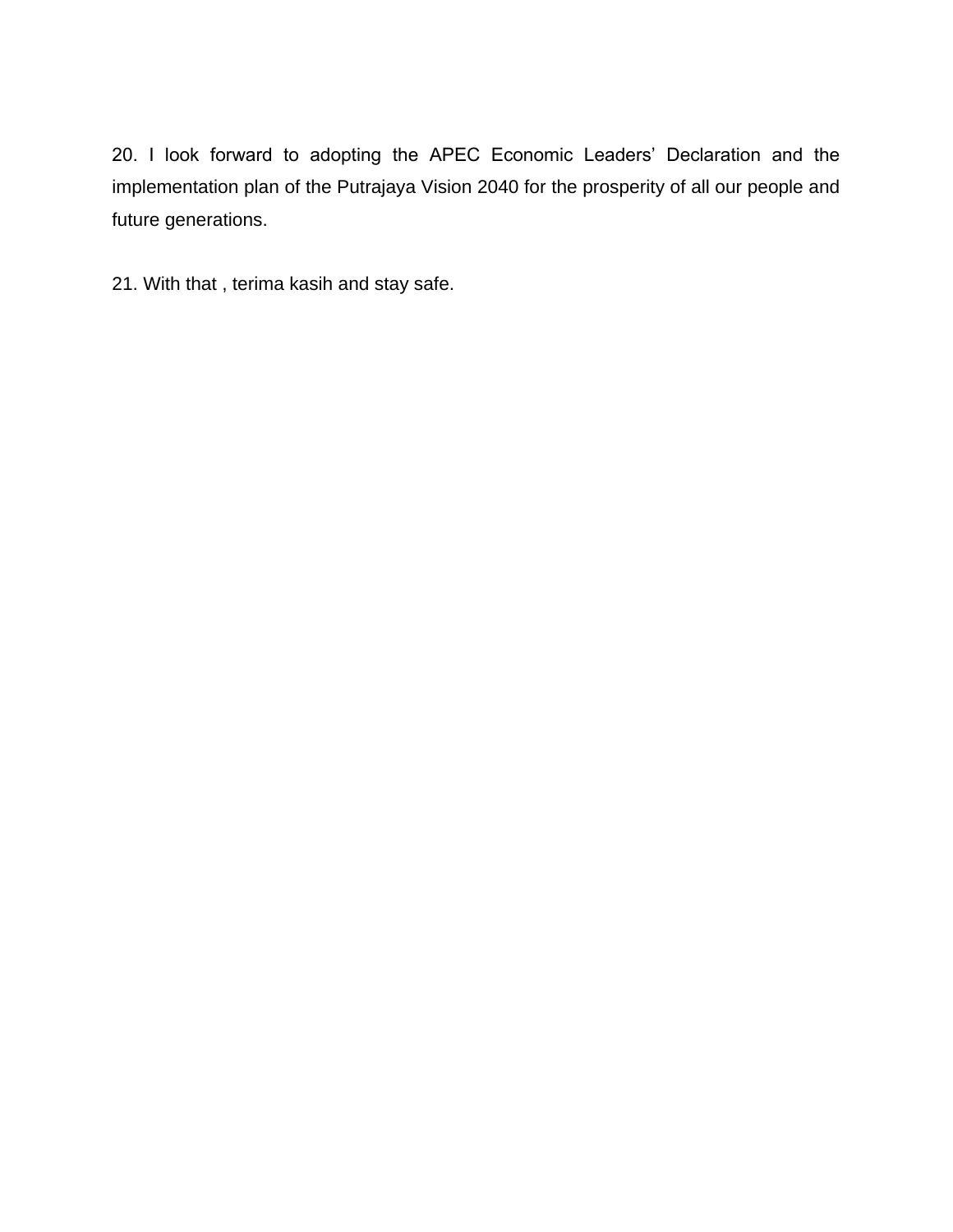20. I look forward to adopting the APEC Economic Leaders' Declaration and the implementation plan of the Putrajaya Vision 2040 for the prosperity of all our people and future generations.

21. With that , terima kasih and stay safe.